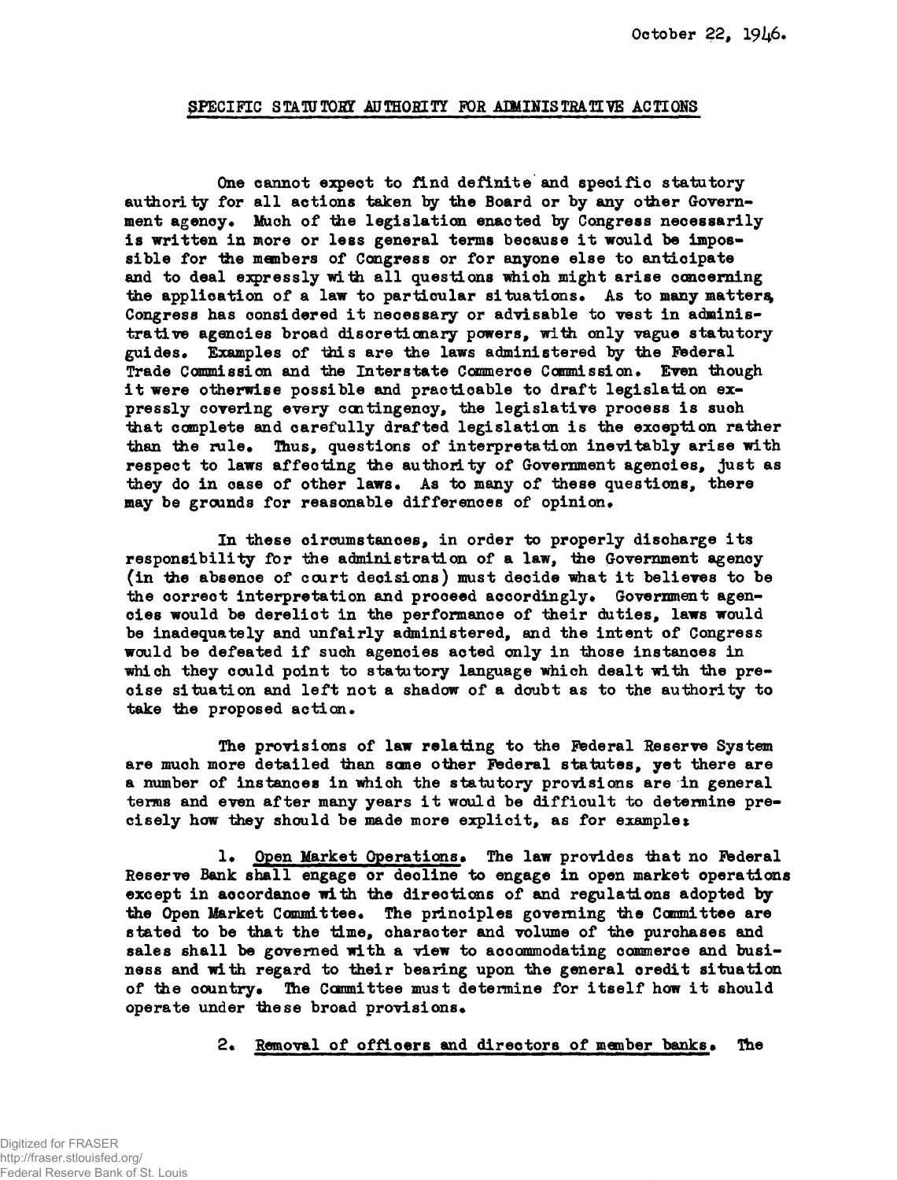October 22, 1946.

## SPECIFIC STATUTORY AUTHORITY FOR ADMINISTRATIVE ACTIONS

One cannot expect to find definite and specific statutory authority for all actions taken by the Board or by any other Government agency. Much of the legislation enacted by Congress necessarily is written in more or less general terms because it would be impossible for the members of Congress or for anyone else to anticipate and to deal expressly with all questions which might arise concerning the application of a law to particular situations. As to many matters, Congress has considered it necessary or advisable to vest in administrative agencies broad discretionary powers, with only vague statutory guides. Examples of this are the laws administered by the Federal Trade Commission and the Interstate Commerce Commission. Even though it were otherwise possible and practicable to draft legislation expressly covering every contingency, the legislative process is such that complete and carefully drafted legislation is the exception rather than the rule. Thus, questions of interpretation inevitably arise with respect to laws affecting the authority of Government agencies, just as they do in case of other laws. As to many of these questions, there may be grounds for reasonable differences of opinion.

In these circumstances, in order to properly discharge its responsibility for the administration of a law, the Government agency (in the absence of court decisions) must decide what it believes to be the correct interpretation and proceed accordingly. Government agencies would be derelict in the performance of their duties, laws would be inadequately and unfairly administered, and the intent of Congress would be defeated if such agencies acted only in those instances in which they could point to statutory language which dealt with the precise situation and left not a shadow of a doubt as to the authority to take the proposed action.

The provisions of law relating to the Federal Reserve System are much more detailed than some other Federal statutes, yet there are a number of instances in which the statutory provisions are in general terms and even after many years it would be difficult to determine precisely how they should be made more explicit, as for example:

1. Open Market Operations. The law provides that no Federal Reserve Bank shall engage or decline to engage in open market operations except in accordance with the directions of and regulations adopted by the Open Market Committee. The principles governing the Committee are stated to be that the time, character and volume of the purchases and sales shall be governed with a view to accommodating commerce and business and with regard to their bearing upon the general credit situation of the country. The Committee must determine for itself how it should operate under these broad provisions.

2. Removal of officers and directors of member banks. The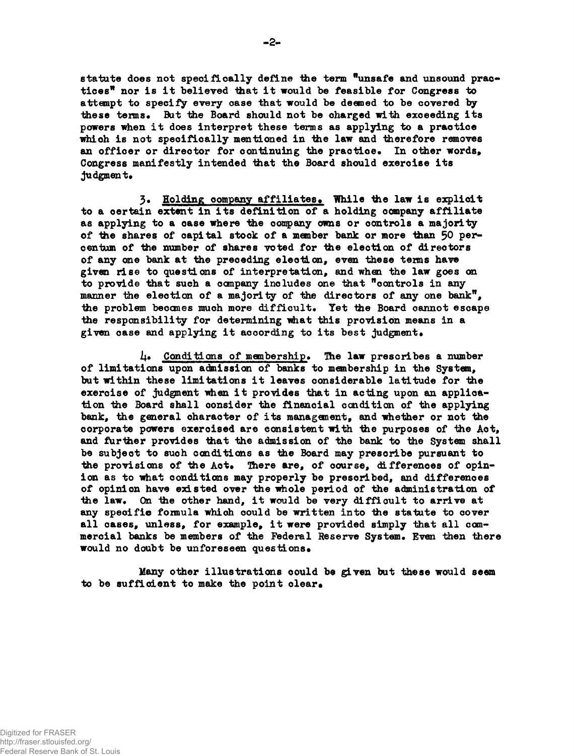statute does not specifically define the term "unsafe and unsound practices" nor is it believed that it would be feasible for Congress to attempt to specify every case that would be deemed to be covered by these terms. But the Board should not be charged with exceeding its powers when it does interpret these terms as applying to a practice which is not specifically mentioned in the law and therefore removes an officer or director for continuing the practice. In other words, Congress manifestly intended that the Board should exercise its judgment.

3. Holding company affiliates. While the law is explicit to a certain extent in its definition of a holding company affiliate as applying to a case where the company owns or controls a majority of the shares of capital stock of a member bank or more than 50 per-centum of the number of shares voted for the election of directors of any one bank at the preceding election, even these terms have given rise to questions of interpretation, and when the law goes on to provide that such a company includes one that "controls in any manner the election of a majority of the directors of any one bank", the problem becomes much more difficult. Yet the Board cannot escape the responsibility for determining what this provision means in a given case and applying it according to its best judgment.

4. Conditions of membership. The law prescribes a number of limitations upon admission of banks to membership in the System, but within these limitations it leaves considerable latitude for the exercise of judgment when it provides that in acting upon an application the Board shall consider the financial condition of the applying bank, the general character of its management, and whether or not the corporate powers exercised are consistent with the purposes of the Act, and further provides that the admission of the bank to the System shall be subject to such conditions as the Board may prescribe pursuant to the provisions of the Act. There are, of course, differences of opinion as to what conditions may properly be prescribed, and differences of opinion have existed over the whole period of the administration of the law. On the other hand, it would be very difficult to arrive at any specific formula which could be written into the statute to cover all cases, unless, for example, it were provided simply that all commercial banks be members of the Federal Reserve System. Even then there would no doubt be unforeseen questions.

Many other illustrations could be given but these would seem to be sufficient to make the point clear.